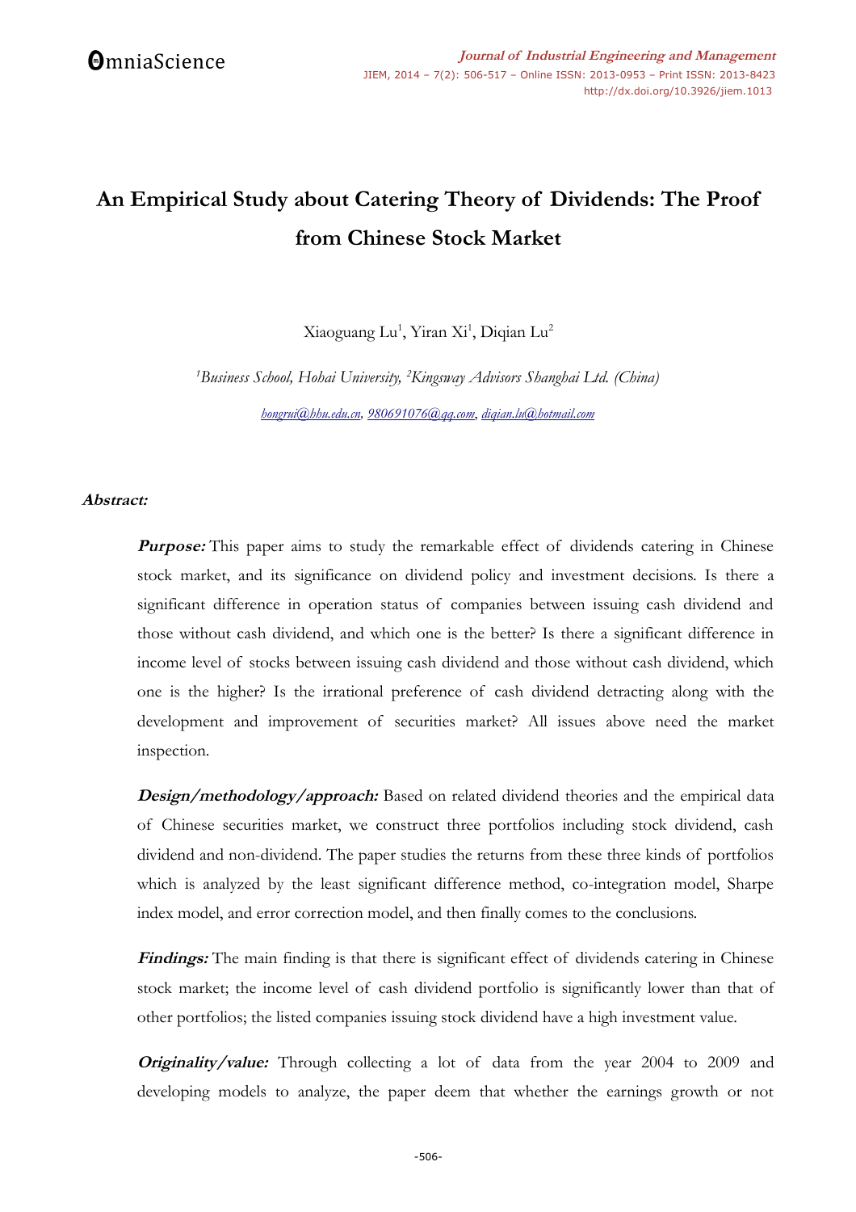# An Empirical Study about Catering Theory of Dividends: The Proof from Chinese Stock Market

Xiaoguang Lu[1], Yiran Xi[1], Diqian Lu[2]

[1]*Business School, Hohai University,* [2]*Kingsway Advisors Shanghai Ltd. (China)*

*hongrui@hhu.edu.cn, 980691076@qq.com, diqian.lu@hotmail.com*

**Abstract:**

***Purpose:*** This paper aims to study the remarkable effect of dividends catering in Chinese stock market, and its significance on dividend policy and investment decisions. Is there a significant difference in operation status of companies between issuing cash dividend and those without cash dividend, and which one is the better? Is there a significant difference in income level of stocks between issuing cash dividend and those without cash dividend, which one is the higher? Is the irrational preference of cash dividend detracting along with the development and improvement of securities market? All issues above need the market inspection.

***Design/methodology/approach:*** Based on related dividend theories and the empirical data of Chinese securities market, we construct three portfolios including stock dividend, cash dividend and non-dividend. The paper studies the returns from these three kinds of portfolios which is analyzed by the least significant difference method, co-integration model, Sharpe index model, and error correction model, and then finally comes to the conclusions.

***Findings:*** The main finding is that there is significant effect of dividends catering in Chinese stock market; the income level of cash dividend portfolio is significantly lower than that of other portfolios; the listed companies issuing stock dividend have a high investment value.

***Originality/value:*** Through collecting a lot of data from the year 2004 to 2009 and developing models to analyze, the paper deem that whether the earnings growth or not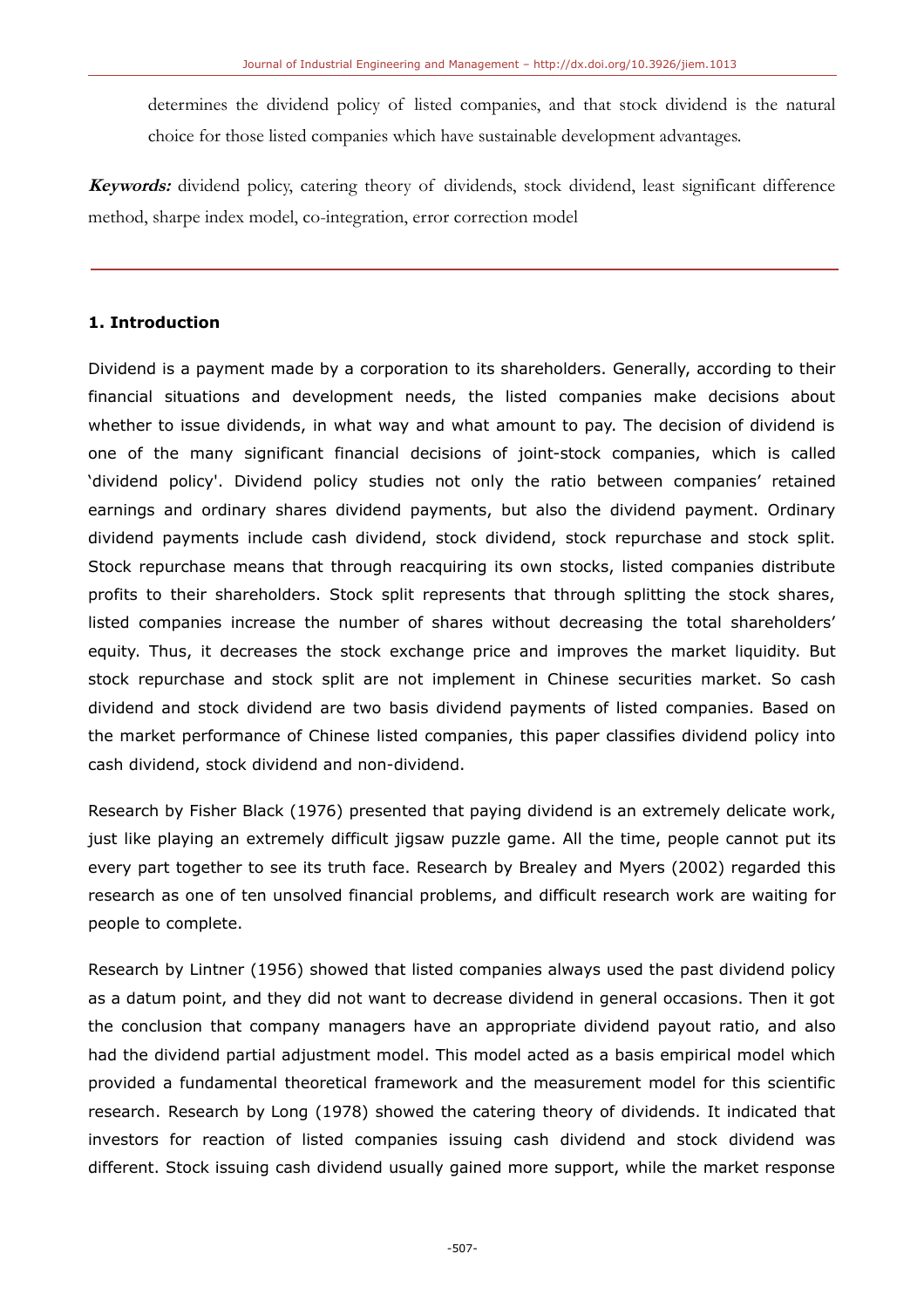determines the dividend policy of listed companies, and that stock dividend is the natural choice for those listed companies which have sustainable development advantages.

***Keywords:*** dividend policy, catering theory of dividends, stock dividend, least significant difference method, sharpe index model, co-integration, error correction model

## 1. Introduction

Dividend is a payment made by a corporation to its shareholders. Generally, according to their financial situations and development needs, the listed companies make decisions about whether to issue dividends, in what way and what amount to pay. The decision of dividend is one of the many significant financial decisions of joint-stock companies, which is called 'dividend policy'. Dividend policy studies not only the ratio between companies' retained earnings and ordinary shares dividend payments, but also the dividend payment. Ordinary dividend payments include cash dividend, stock dividend, stock repurchase and stock split. Stock repurchase means that through reacquiring its own stocks, listed companies distribute profits to their shareholders. Stock split represents that through splitting the stock shares, listed companies increase the number of shares without decreasing the total shareholders' equity. Thus, it decreases the stock exchange price and improves the market liquidity. But stock repurchase and stock split are not implement in Chinese securities market. So cash dividend and stock dividend are two basis dividend payments of listed companies. Based on the market performance of Chinese listed companies, this paper classifies dividend policy into cash dividend, stock dividend and non-dividend.

Research by Fisher Black (1976) presented that paying dividend is an extremely delicate work, just like playing an extremely difficult jigsaw puzzle game. All the time, people cannot put its every part together to see its truth face. Research by Brealey and Myers (2002) regarded this research as one of ten unsolved financial problems, and difficult research work are waiting for people to complete.

Research by Lintner (1956) showed that listed companies always used the past dividend policy as a datum point, and they did not want to decrease dividend in general occasions. Then it got the conclusion that company managers have an appropriate dividend payout ratio, and also had the dividend partial adjustment model. This model acted as a basis empirical model which provided a fundamental theoretical framework and the measurement model for this scientific research. Research by Long (1978) showed the catering theory of dividends. It indicated that investors for reaction of listed companies issuing cash dividend and stock dividend was different. Stock issuing cash dividend usually gained more support, while the market response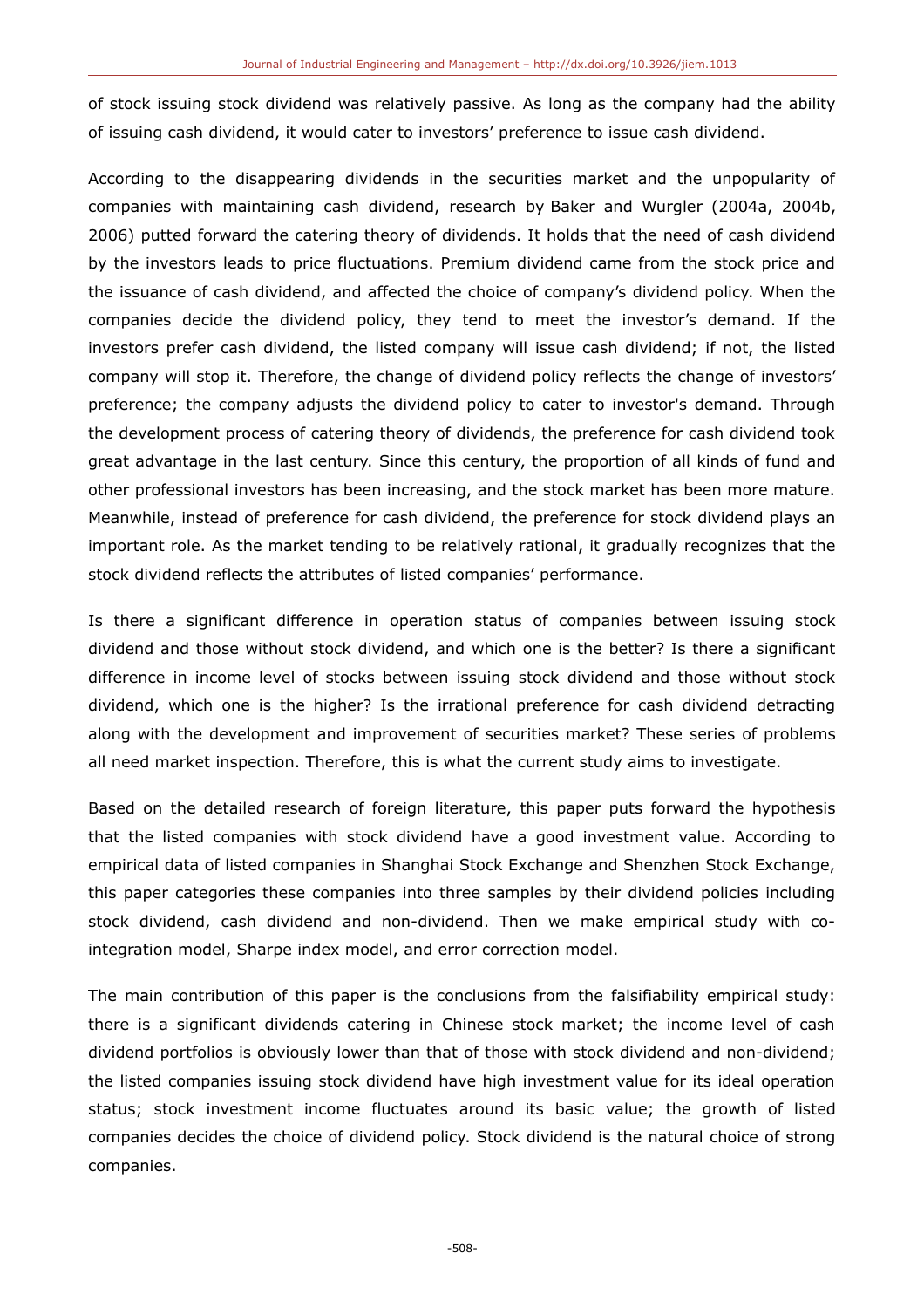of stock issuing stock dividend was relatively passive. As long as the company had the ability of issuing cash dividend, it would cater to investors' preference to issue cash dividend.

According to the disappearing dividends in the securities market and the unpopularity of companies with maintaining cash dividend, research by Baker and Wurgler (2004a, 2004b, 2006) putted forward the catering theory of dividends. It holds that the need of cash dividend by the investors leads to price fluctuations. Premium dividend came from the stock price and the issuance of cash dividend, and affected the choice of company's dividend policy. When the companies decide the dividend policy, they tend to meet the investor's demand. If the investors prefer cash dividend, the listed company will issue cash dividend; if not, the listed company will stop it. Therefore, the change of dividend policy reflects the change of investors' preference; the company adjusts the dividend policy to cater to investor's demand. Through the development process of catering theory of dividends, the preference for cash dividend took great advantage in the last century. Since this century, the proportion of all kinds of fund and other professional investors has been increasing, and the stock market has been more mature. Meanwhile, instead of preference for cash dividend, the preference for stock dividend plays an important role. As the market tending to be relatively rational, it gradually recognizes that the stock dividend reflects the attributes of listed companies' performance.

Is there a significant difference in operation status of companies between issuing stock dividend and those without stock dividend, and which one is the better? Is there a significant difference in income level of stocks between issuing stock dividend and those without stock dividend, which one is the higher? Is the irrational preference for cash dividend detracting along with the development and improvement of securities market? These series of problems all need market inspection. Therefore, this is what the current study aims to investigate.

Based on the detailed research of foreign literature, this paper puts forward the hypothesis that the listed companies with stock dividend have a good investment value. According to empirical data of listed companies in Shanghai Stock Exchange and Shenzhen Stock Exchange, this paper categories these companies into three samples by their dividend policies including stock dividend, cash dividend and non-dividend. Then we make empirical study with co-integration model, Sharpe index model, and error correction model.

The main contribution of this paper is the conclusions from the falsifiability empirical study: there is a significant dividends catering in Chinese stock market; the income level of cash dividend portfolios is obviously lower than that of those with stock dividend and non-dividend; the listed companies issuing stock dividend have high investment value for its ideal operation status; stock investment income fluctuates around its basic value; the growth of listed companies decides the choice of dividend policy. Stock dividend is the natural choice of strong companies.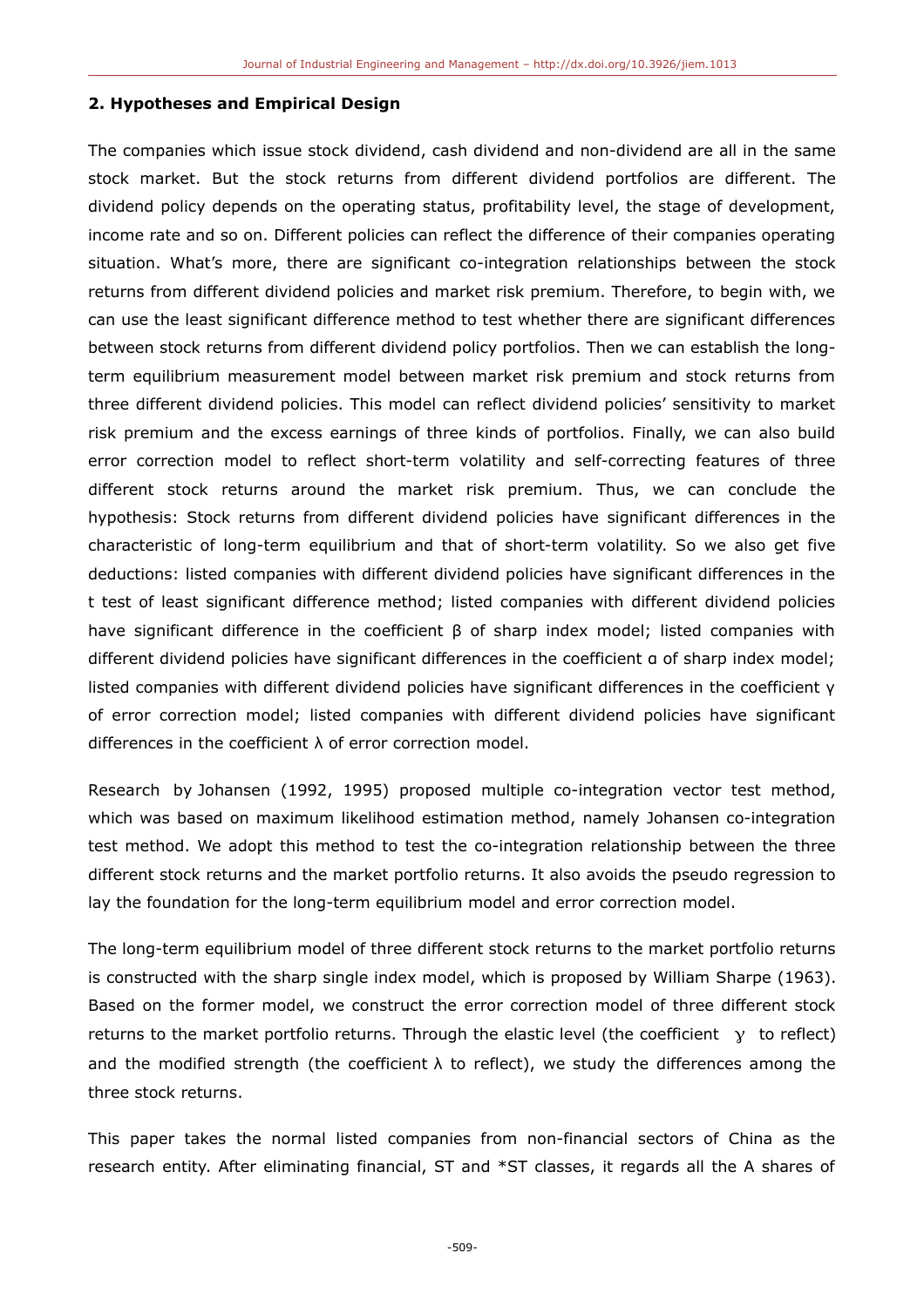## 2. Hypotheses and Empirical Design

The companies which issue stock dividend, cash dividend and non-dividend are all in the same stock market. But the stock returns from different dividend portfolios are different. The dividend policy depends on the operating status, profitability level, the stage of development, income rate and so on. Different policies can reflect the difference of their companies operating situation. What's more, there are significant co-integration relationships between the stock returns from different dividend policies and market risk premium. Therefore, to begin with, we can use the least significant difference method to test whether there are significant differences between stock returns from different dividend policy portfolios. Then we can establish the long-term equilibrium measurement model between market risk premium and stock returns from three different dividend policies. This model can reflect dividend policies' sensitivity to market risk premium and the excess earnings of three kinds of portfolios. Finally, we can also build error correction model to reflect short-term volatility and self-correcting features of three different stock returns around the market risk premium. Thus, we can conclude the hypothesis: Stock returns from different dividend policies have significant differences in the characteristic of long-term equilibrium and that of short-term volatility. So we also get five deductions: listed companies with different dividend policies have significant differences in the t test of least significant difference method; listed companies with different dividend policies have significant difference in the coefficient $\beta$ of sharp index model; listed companies with different dividend policies have significant differences in the coefficient $\alpha$ of sharp index model; listed companies with different dividend policies have significant differences in the coefficient $\gamma$ of error correction model; listed companies with different dividend policies have significant differences in the coefficient $\lambda$ of error correction model.

Research by Johansen (1992, 1995) proposed multiple co-integration vector test method, which was based on maximum likelihood estimation method, namely Johansen co-integration test method. We adopt this method to test the co-integration relationship between the three different stock returns and the market portfolio returns. It also avoids the pseudo regression to lay the foundation for the long-term equilibrium model and error correction model.

The long-term equilibrium model of three different stock returns to the market portfolio returns is constructed with the sharp single index model, which is proposed by William Sharpe (1963). Based on the former model, we construct the error correction model of three different stock returns to the market portfolio returns. Through the elastic level (the coefficient $\gamma$ to reflect) and the modified strength (the coefficient $\lambda$ to reflect), we study the differences among the three stock returns.

This paper takes the normal listed companies from non-financial sectors of China as the research entity. After eliminating financial, ST and *ST classes, it regards all the A shares of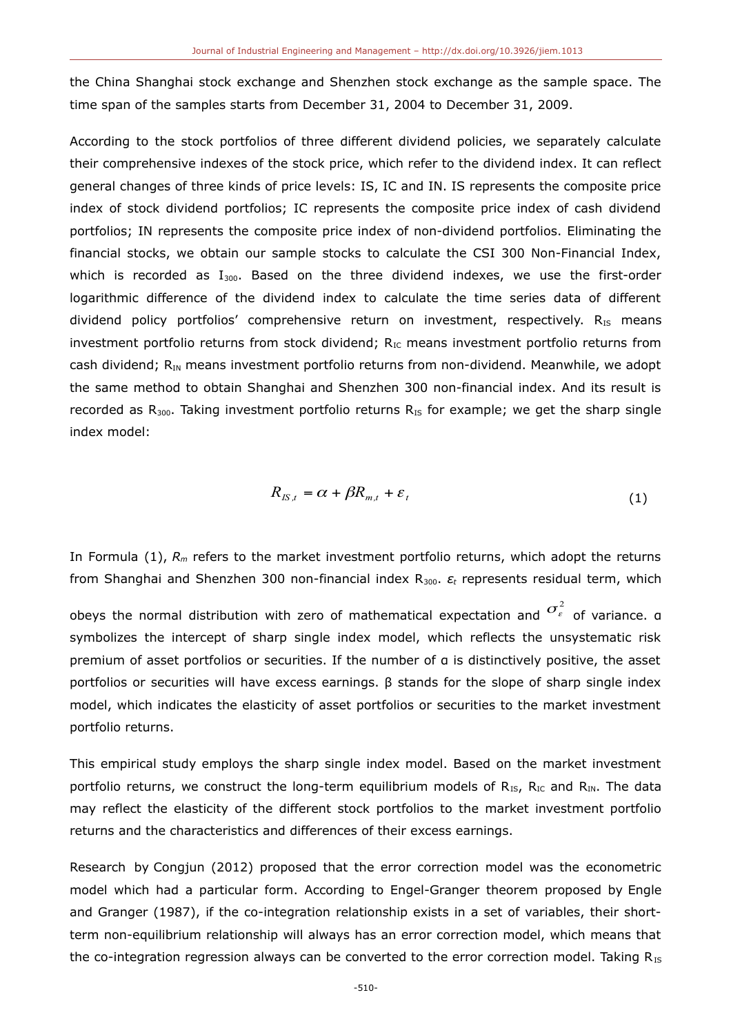the China Shanghai stock exchange and Shenzhen stock exchange as the sample space. The time span of the samples starts from December 31, 2004 to December 31, 2009.

According to the stock portfolios of three different dividend policies, we separately calculate their comprehensive indexes of the stock price, which refer to the dividend index. It can reflect general changes of three kinds of price levels: IS, IC and IN. IS represents the composite price index of stock dividend portfolios; IC represents the composite price index of cash dividend portfolios; IN represents the composite price index of non-dividend portfolios. Eliminating the financial stocks, we obtain our sample stocks to calculate the CSI 300 Non-Financial Index, which is recorded as $I_{300}$. Based on the three dividend indexes, we use the first-order logarithmic difference of the dividend index to calculate the time series data of different dividend policy portfolios' comprehensive return on investment, respectively. $R_{IS}$ means investment portfolio returns from stock dividend; $R_{IC}$ means investment portfolio returns from cash dividend; $R_{IN}$ means investment portfolio returns from non-dividend. Meanwhile, we adopt the same method to obtain Shanghai and Shenzhen 300 non-financial index. And its result is recorded as $R_{300}$. Taking investment portfolio returns $R_{IS}$ for example; we get the sharp single index model:

$$R_{IS,t} = \alpha + \beta R_{m,t} + \varepsilon_t \tag{1}$$

In Formula (1), $R_m$ refers to the market investment portfolio returns, which adopt the returns from Shanghai and Shenzhen 300 non-financial index $R_{300}$. $\varepsilon_t$ represents residual term, which obeys the normal distribution with zero of mathematical expectation and $\sigma_\varepsilon^2$ of variance. α symbolizes the intercept of sharp single index model, which reflects the unsystematic risk premium of asset portfolios or securities. If the number of α is distinctively positive, the asset portfolios or securities will have excess earnings. β stands for the slope of sharp single index model, which indicates the elasticity of asset portfolios or securities to the market investment portfolio returns.

This empirical study employs the sharp single index model. Based on the market investment portfolio returns, we construct the long-term equilibrium models of $R_{IS}$, $R_{IC}$ and $R_{IN}$. The data may reflect the elasticity of the different stock portfolios to the market investment portfolio returns and the characteristics and differences of their excess earnings.

Research by Congjun (2012) proposed that the error correction model was the econometric model which had a particular form. According to Engel-Granger theorem proposed by Engle and Granger (1987), if the co-integration relationship exists in a set of variables, their short-term non-equilibrium relationship will always has an error correction model, which means that the co-integration regression always can be converted to the error correction model. Taking $R_{IS}$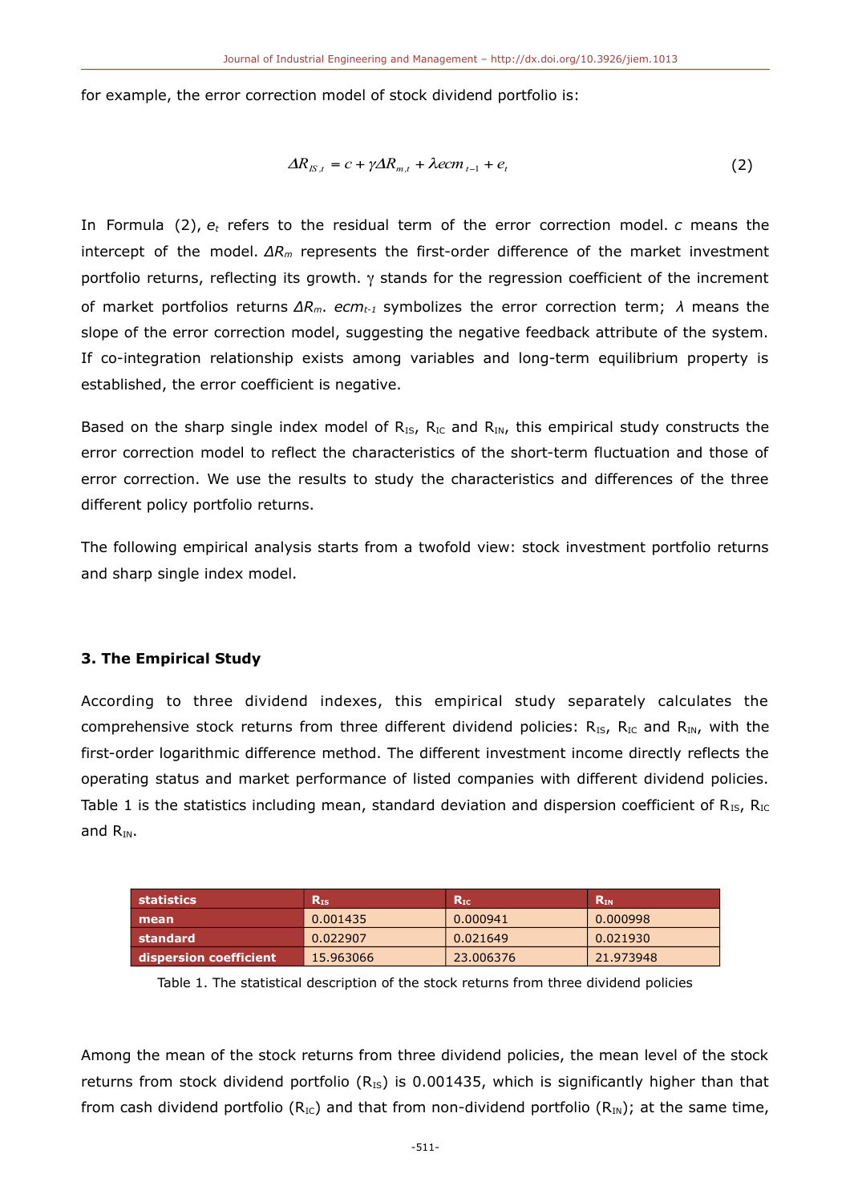for example, the error correction model of stock dividend portfolio is:

$$\Delta R_{IS,t} = c + \gamma \Delta R_{m,t} + \lambda ecm_{t-1} + e_t \tag{2}$$

In Formula (2), $e_t$ refers to the residual term of the error correction model. $c$ means the intercept of the model. $\Delta R_m$ represents the first-order difference of the market investment portfolio returns, reflecting its growth. $\gamma$ stands for the regression coefficient of the increment of market portfolios returns $\Delta R_m$. $ecm_{t-1}$ symbolizes the error correction term; $\lambda$ means the slope of the error correction model, suggesting the negative feedback attribute of the system. If co-integration relationship exists among variables and long-term equilibrium property is established, the error coefficient is negative.

Based on the sharp single index model of $R_{IS}$, $R_{IC}$ and $R_{IN}$, this empirical study constructs the error correction model to reflect the characteristics of the short-term fluctuation and those of error correction. We use the results to study the characteristics and differences of the three different policy portfolio returns.

The following empirical analysis starts from a twofold view: stock investment portfolio returns and sharp single index model.

## 3. The Empirical Study

According to three dividend indexes, this empirical study separately calculates the comprehensive stock returns from three different dividend policies: $R_{IS}$, $R_{IC}$ and $R_{IN}$, with the first-order logarithmic difference method. The different investment income directly reflects the operating status and market performance of listed companies with different dividend policies. Table 1 is the statistics including mean, standard deviation and dispersion coefficient of $R_{IS}$, $R_{IC}$ and $R_{IN}$.

| statistics | $R_{IS}$ | $R_{IC}$ | $R_{IN}$ |
|---|---|---|---|
| mean | 0.001435 | 0.000941 | 0.000998 |
| standard | 0.022907 | 0.021649 | 0.021930 |
| dispersion coefficient | 15.963066 | 23.006376 | 21.973948 |

Table 1. The statistical description of the stock returns from three dividend policies

Among the mean of the stock returns from three dividend policies, the mean level of the stock returns from stock dividend portfolio ($R_{IS}$) is 0.001435, which is significantly higher than that from cash dividend portfolio ($R_{IC}$) and that from non-dividend portfolio ($R_{IN}$); at the same time,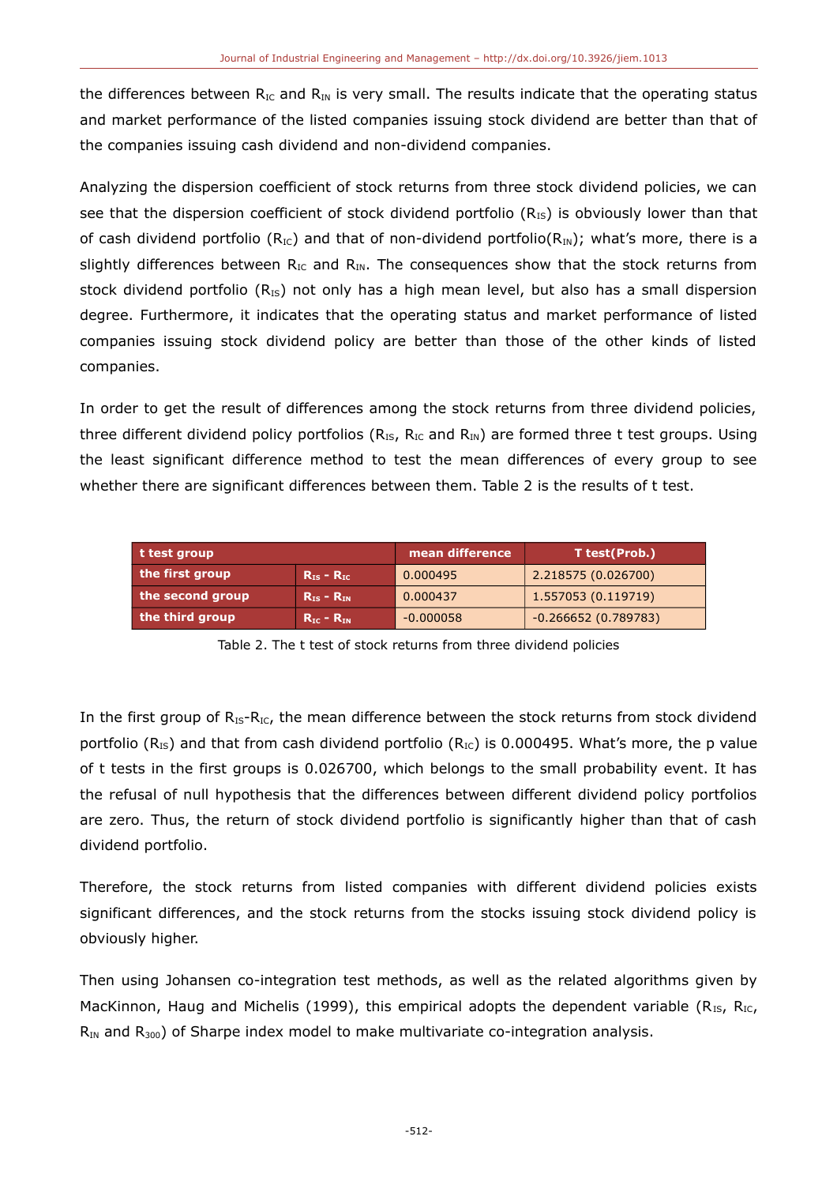the differences between $R_{IC}$ and $R_{IN}$ is very small. The results indicate that the operating status and market performance of the listed companies issuing stock dividend are better than that of the companies issuing cash dividend and non-dividend companies.

Analyzing the dispersion coefficient of stock returns from three stock dividend policies, we can see that the dispersion coefficient of stock dividend portfolio ($R_{IS}$) is obviously lower than that of cash dividend portfolio ($R_{IC}$) and that of non-dividend portfolio($R_{IN}$); what's more, there is a slightly differences between $R_{IC}$ and $R_{IN}$. The consequences show that the stock returns from stock dividend portfolio ($R_{IS}$) not only has a high mean level, but also has a small dispersion degree. Furthermore, it indicates that the operating status and market performance of listed companies issuing stock dividend policy are better than those of the other kinds of listed companies.

In order to get the result of differences among the stock returns from three dividend policies, three different dividend policy portfolios ($R_{IS}$, $R_{IC}$ and $R_{IN}$) are formed three t test groups. Using the least significant difference method to test the mean differences of every group to see whether there are significant differences between them. Table 2 is the results of t test.

| t test group | | mean difference | T test(Prob.) |
|---|---|---|---|
| the first group | $R_{IS}$ - $R_{IC}$ | 0.000495 | 2.218575 (0.026700) |
| the second group | $R_{IS}$ - $R_{IN}$ | 0.000437 | 1.557053 (0.119719) |
| the third group | $R_{IC}$ - $R_{IN}$ | -0.000058 | -0.266652 (0.789783) |

Table 2. The t test of stock returns from three dividend policies

In the first group of $R_{IS}$-$R_{IC}$, the mean difference between the stock returns from stock dividend portfolio ($R_{IS}$) and that from cash dividend portfolio ($R_{IC}$) is 0.000495. What's more, the p value of t tests in the first groups is 0.026700, which belongs to the small probability event. It has the refusal of null hypothesis that the differences between different dividend policy portfolios are zero. Thus, the return of stock dividend portfolio is significantly higher than that of cash dividend portfolio.

Therefore, the stock returns from listed companies with different dividend policies exists significant differences, and the stock returns from the stocks issuing stock dividend policy is obviously higher.

Then using Johansen co-integration test methods, as well as the related algorithms given by MacKinnon, Haug and Michelis (1999), this empirical adopts the dependent variable ($R_{IS}$, $R_{IC}$, $R_{IN}$ and $R_{300}$) of Sharpe index model to make multivariate co-integration analysis.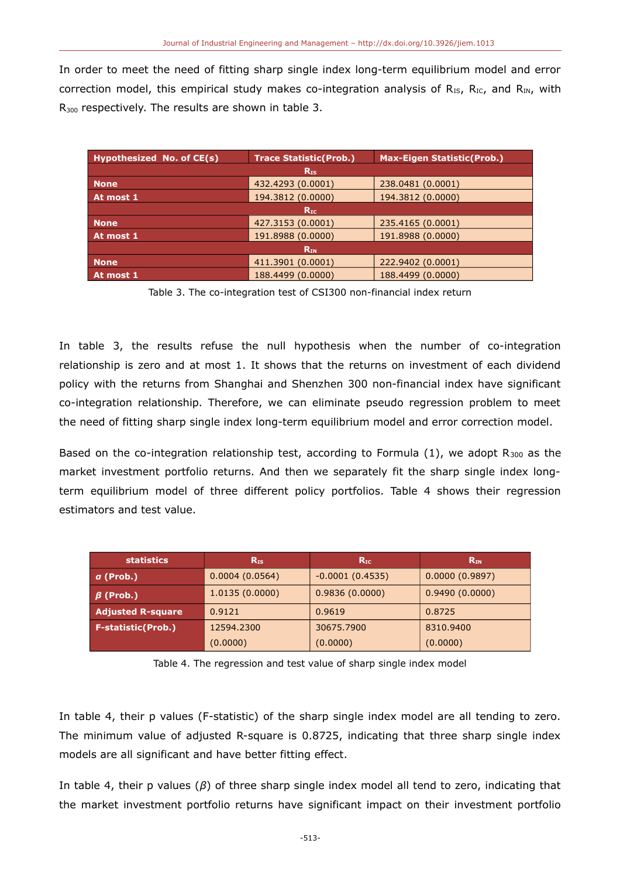In order to meet the need of fitting sharp single index long-term equilibrium model and error correction model, this empirical study makes co-integration analysis of $R_{IS}$, $R_{IC}$, and $R_{IN}$, with $R_{300}$ respectively. The results are shown in table 3.

| Hypothesized No. of CE(s) | Trace Statistic(Prob.) | Max-Eigen Statistic(Prob.) |
|---|---|---|
| $R_{IS}$ | | |
| None | 432.4293 (0.0001) | 238.0481 (0.0001) |
| At most 1 | 194.3812 (0.0000) | 194.3812 (0.0000) |
| $R_{IC}$ | | |
| None | 427.3153 (0.0001) | 235.4165 (0.0001) |
| At most 1 | 191.8988 (0.0000) | 191.8988 (0.0000) |
| $R_{IN}$ | | |
| None | 411.3901 (0.0001) | 222.9402 (0.0001) |
| At most 1 | 188.4499 (0.0000) | 188.4499 (0.0000) |

Table 3. The co-integration test of CSI300 non-financial index return

In table 3, the results refuse the null hypothesis when the number of co-integration relationship is zero and at most 1. It shows that the returns on investment of each dividend policy with the returns from Shanghai and Shenzhen 300 non-financial index have significant co-integration relationship. Therefore, we can eliminate pseudo regression problem to meet the need of fitting sharp single index long-term equilibrium model and error correction model.

Based on the co-integration relationship test, according to Formula (1), we adopt $R_{300}$ as the market investment portfolio returns. And then we separately fit the sharp single index long-term equilibrium model of three different policy portfolios. Table 4 shows their regression estimators and test value.

| statistics | $R_{IS}$ | $R_{IC}$ | $R_{IN}$ |
|---|---|---|---|
| $\alpha$ (Prob.) | 0.0004 (0.0564) | -0.0001 (0.4535) | 0.0000 (0.9897) |
| $\beta$ (Prob.) | 1.0135 (0.0000) | 0.9836 (0.0000) | 0.9490 (0.0000) |
| Adjusted R-square | 0.9121 | 0.9619 | 0.8725 |
| F-statistic(Prob.) | 12594.2300 (0.0000) | 30675.7900 (0.0000) | 8310.9400 (0.0000) |

Table 4. The regression and test value of sharp single index model

In table 4, their p values (F-statistic) of the sharp single index model are all tending to zero. The minimum value of adjusted R-square is 0.8725, indicating that three sharp single index models are all significant and have better fitting effect.

In table 4, their p values ($\beta$) of three sharp single index model all tend to zero, indicating that the market investment portfolio returns have significant impact on their investment portfolio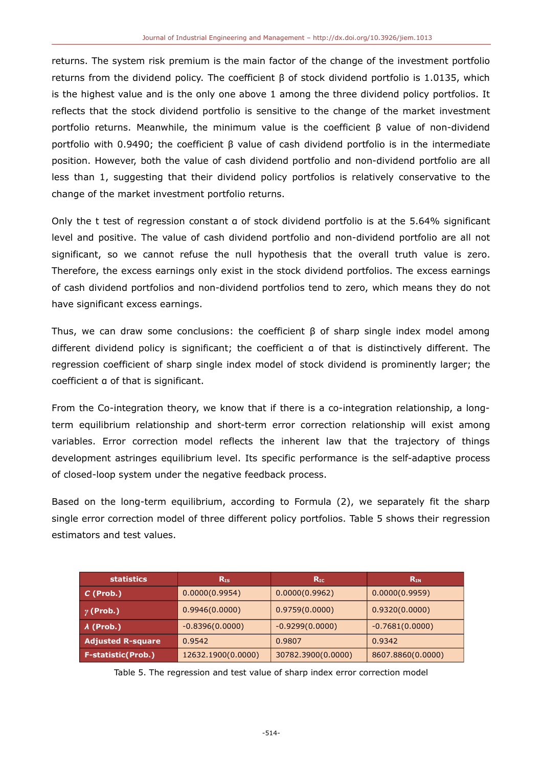returns. The system risk premium is the main factor of the change of the investment portfolio returns from the dividend policy. The coefficient β of stock dividend portfolio is 1.0135, which is the highest value and is the only one above 1 among the three dividend policy portfolios. It reflects that the stock dividend portfolio is sensitive to the change of the market investment portfolio returns. Meanwhile, the minimum value is the coefficient β value of non-dividend portfolio with 0.9490; the coefficient β value of cash dividend portfolio is in the intermediate position. However, both the value of cash dividend portfolio and non-dividend portfolio are all less than 1, suggesting that their dividend policy portfolios is relatively conservative to the change of the market investment portfolio returns.

Only the t test of regression constant α of stock dividend portfolio is at the 5.64% significant level and positive. The value of cash dividend portfolio and non-dividend portfolio are all not significant, so we cannot refuse the null hypothesis that the overall truth value is zero. Therefore, the excess earnings only exist in the stock dividend portfolios. The excess earnings of cash dividend portfolios and non-dividend portfolios tend to zero, which means they do not have significant excess earnings.

Thus, we can draw some conclusions: the coefficient β of sharp single index model among different dividend policy is significant; the coefficient α of that is distinctively different. The regression coefficient of sharp single index model of stock dividend is prominently larger; the coefficient α of that is significant.

From the Co-integration theory, we know that if there is a co-integration relationship, a long-term equilibrium relationship and short-term error correction relationship will exist among variables. Error correction model reflects the inherent law that the trajectory of things development astringes equilibrium level. Its specific performance is the self-adaptive process of closed-loop system under the negative feedback process.

Based on the long-term equilibrium, according to Formula (2), we separately fit the sharp single error correction model of three different policy portfolios. Table 5 shows their regression estimators and test values.

| statistics | $R_{IS}$ | $R_{IC}$ | $R_{IN}$ |
|---|---|---|---|
| ***C* (Prob.)** | 0.0000(0.9954) | 0.0000(0.9962) | 0.0000(0.9959) |
| **$\gamma$ (Prob.)** | 0.9946(0.0000) | 0.9759(0.0000) | 0.9320(0.0000) |
| **$\lambda$ (Prob.)** | -0.8396(0.0000) | -0.9299(0.0000) | -0.7681(0.0000) |
| **Adjusted R-square** | 0.9542 | 0.9807 | 0.9342 |
| **F-statistic(Prob.)** | 12632.1900(0.0000) | 30782.3900(0.0000) | 8607.8860(0.0000) |

Table 5. The regression and test value of sharp index error correction model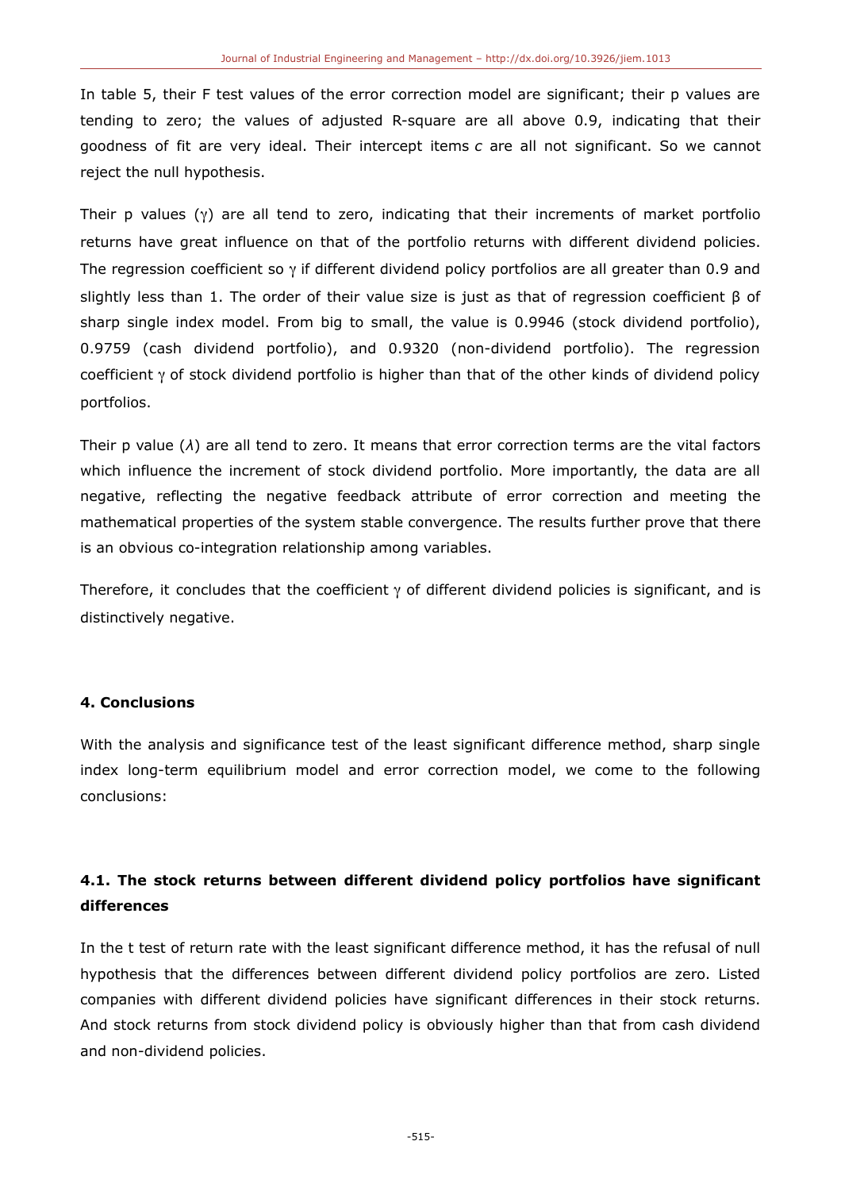In table 5, their F test values of the error correction model are significant; their p values are tending to zero; the values of adjusted R-square are all above 0.9, indicating that their goodness of fit are very ideal. Their intercept items *c* are all not significant. So we cannot reject the null hypothesis.

Their p values ($\gamma$) are all tend to zero, indicating that their increments of market portfolio returns have great influence on that of the portfolio returns with different dividend policies. The regression coefficient so $\gamma$ if different dividend policy portfolios are all greater than 0.9 and slightly less than 1. The order of their value size is just as that of regression coefficient $\beta$ of sharp single index model. From big to small, the value is 0.9946 (stock dividend portfolio), 0.9759 (cash dividend portfolio), and 0.9320 (non-dividend portfolio). The regression coefficient $\gamma$ of stock dividend portfolio is higher than that of the other kinds of dividend policy portfolios.

Their p value ($\lambda$) are all tend to zero. It means that error correction terms are the vital factors which influence the increment of stock dividend portfolio. More importantly, the data are all negative, reflecting the negative feedback attribute of error correction and meeting the mathematical properties of the system stable convergence. The results further prove that there is an obvious co-integration relationship among variables.

Therefore, it concludes that the coefficient $\gamma$ of different dividend policies is significant, and is distinctively negative.

## 4. Conclusions

With the analysis and significance test of the least significant difference method, sharp single index long-term equilibrium model and error correction model, we come to the following conclusions:

### 4.1. The stock returns between different dividend policy portfolios have significant differences

In the t test of return rate with the least significant difference method, it has the refusal of null hypothesis that the differences between different dividend policy portfolios are zero. Listed companies with different dividend policies have significant differences in their stock returns. And stock returns from stock dividend policy is obviously higher than that from cash dividend and non-dividend policies.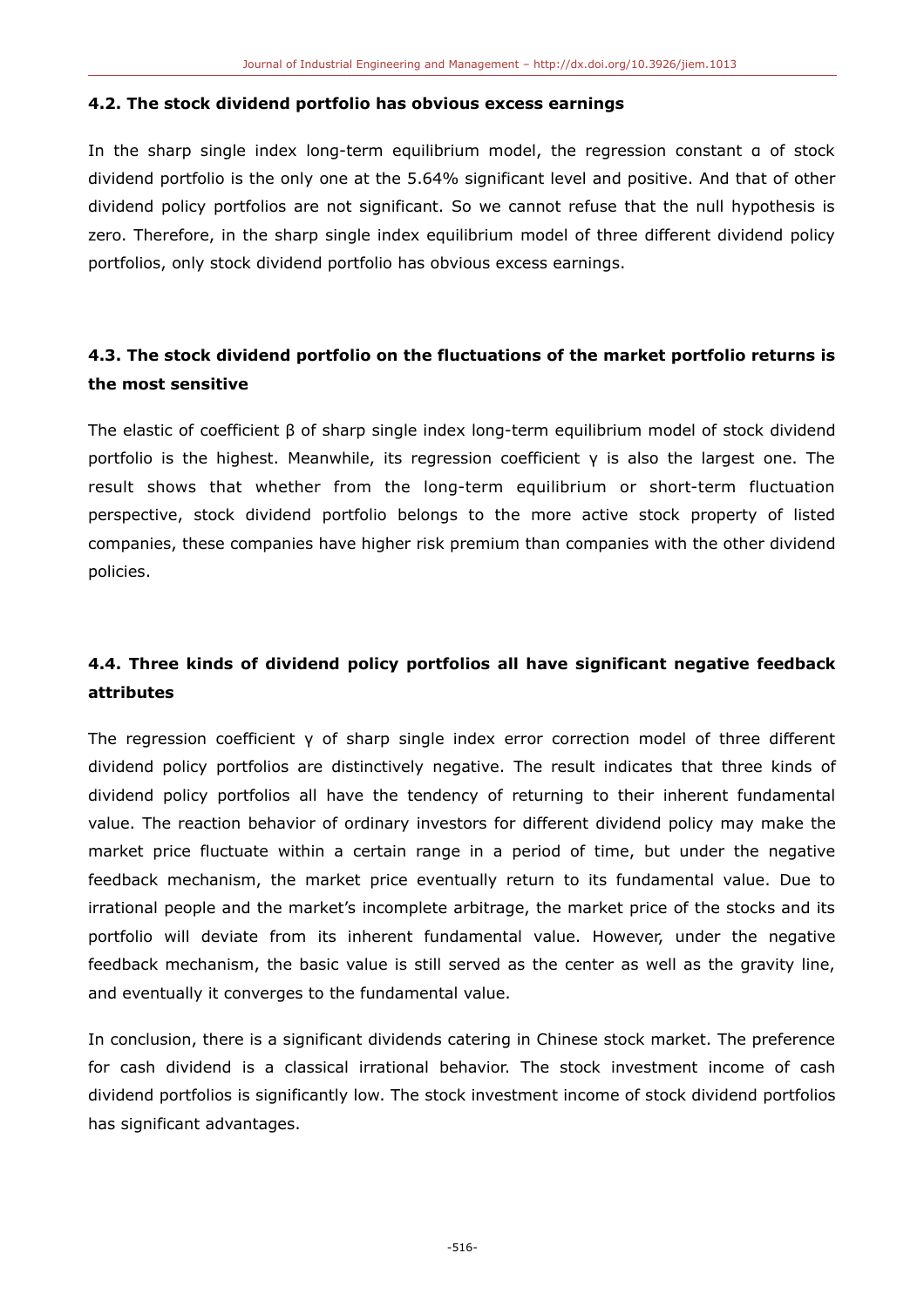#### 4.2. The stock dividend portfolio has obvious excess earnings

In the sharp single index long-term equilibrium model, the regression constant $\alpha$ of stock dividend portfolio is the only one at the 5.64% significant level and positive. And that of other dividend policy portfolios are not significant. So we cannot refuse that the null hypothesis is zero. Therefore, in the sharp single index equilibrium model of three different dividend policy portfolios, only stock dividend portfolio has obvious excess earnings.

#### 4.3. The stock dividend portfolio on the fluctuations of the market portfolio returns is the most sensitive

The elastic of coefficient $\beta$ of sharp single index long-term equilibrium model of stock dividend portfolio is the highest. Meanwhile, its regression coefficient $\gamma$ is also the largest one. The result shows that whether from the long-term equilibrium or short-term fluctuation perspective, stock dividend portfolio belongs to the more active stock property of listed companies, these companies have higher risk premium than companies with the other dividend policies.

#### 4.4. Three kinds of dividend policy portfolios all have significant negative feedback attributes

The regression coefficient $\gamma$ of sharp single index error correction model of three different dividend policy portfolios are distinctively negative. The result indicates that three kinds of dividend policy portfolios all have the tendency of returning to their inherent fundamental value. The reaction behavior of ordinary investors for different dividend policy may make the market price fluctuate within a certain range in a period of time, but under the negative feedback mechanism, the market price eventually return to its fundamental value. Due to irrational people and the market's incomplete arbitrage, the market price of the stocks and its portfolio will deviate from its inherent fundamental value. However, under the negative feedback mechanism, the basic value is still served as the center as well as the gravity line, and eventually it converges to the fundamental value.

In conclusion, there is a significant dividends catering in Chinese stock market. The preference for cash dividend is a classical irrational behavior. The stock investment income of cash dividend portfolios is significantly low. The stock investment income of stock dividend portfolios has significant advantages.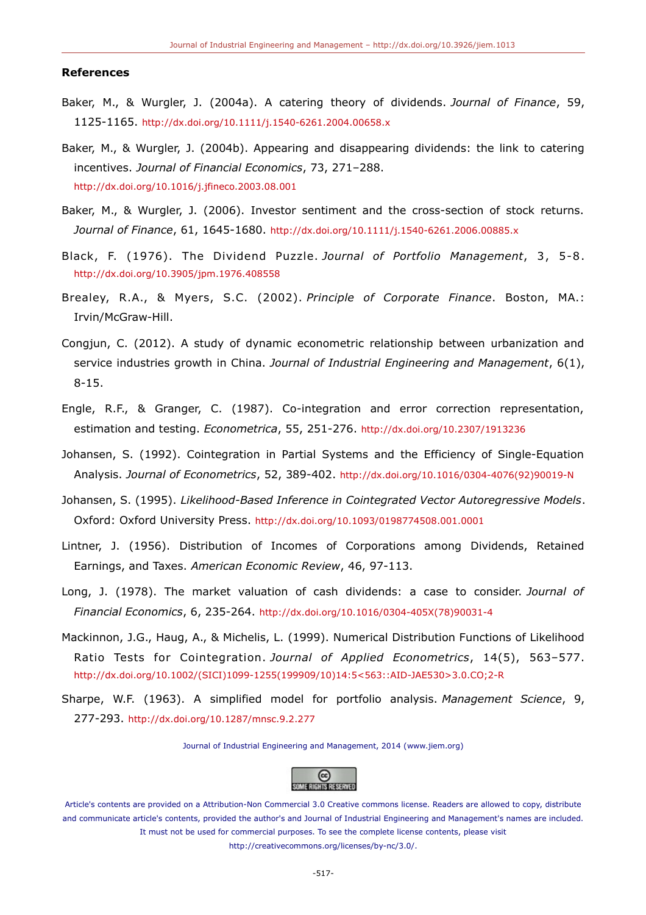## References

Baker, M., & Wurgler, J. (2004a). A catering theory of dividends. *Journal of Finance*, 59, 1125-1165. http://dx.doi.org/10.1111/j.1540-6261.2004.00658.x

Baker, M., & Wurgler, J. (2004b). Appearing and disappearing dividends: the link to catering incentives. *Journal of Financial Economics*, 73, 271–288. http://dx.doi.org/10.1016/j.jfineco.2003.08.001

Baker, M., & Wurgler, J. (2006). Investor sentiment and the cross-section of stock returns. *Journal of Finance*, 61, 1645-1680. http://dx.doi.org/10.1111/j.1540-6261.2006.00885.x

Black, F. (1976). The Dividend Puzzle. *Journal of Portfolio Management*, 3, 5-8. http://dx.doi.org/10.3905/jpm.1976.408558

Brealey, R.A., & Myers, S.C. (2002). *Principle of Corporate Finance*. Boston, MA.: Irvin/McGraw-Hill.

Congjun, C. (2012). A study of dynamic econometric relationship between urbanization and service industries growth in China. *Journal of Industrial Engineering and Management*, 6(1), 8-15.

Engle, R.F., & Granger, C. (1987). Co-integration and error correction representation, estimation and testing. *Econometrica*, 55, 251-276. http://dx.doi.org/10.2307/1913236

Johansen, S. (1992). Cointegration in Partial Systems and the Efficiency of Single-Equation Analysis. *Journal of Econometrics*, 52, 389-402. http://dx.doi.org/10.1016/0304-4076(92)90019-N

Johansen, S. (1995). *Likelihood-Based Inference in Cointegrated Vector Autoregressive Models*. Oxford: Oxford University Press. http://dx.doi.org/10.1093/0198774508.001.0001

Lintner, J. (1956). Distribution of Incomes of Corporations among Dividends, Retained Earnings, and Taxes. *American Economic Review*, 46, 97-113.

Long, J. (1978). The market valuation of cash dividends: a case to consider. *Journal of Financial Economics*, 6, 235-264. http://dx.doi.org/10.1016/0304-405X(78)90031-4

Mackinnon, J.G., Haug, A., & Michelis, L. (1999). Numerical Distribution Functions of Likelihood Ratio Tests for Cointegration. *Journal of Applied Econometrics*, 14(5), 563–577. http://dx.doi.org/10.1002/(SICI)1099-1255(199909/10)14:5<563::AID-JAE530>3.0.CO;2-R

Sharpe, W.F. (1963). A simplified model for portfolio analysis. *Management Science*, 9, 277-293. http://dx.doi.org/10.1287/mnsc.9.2.277

Journal of Industrial Engineering and Management, 2014 (www.jiem.org)

Article's contents are provided on a Attribution-Non Commercial 3.0 Creative commons license. Readers are allowed to copy, distribute and communicate article's contents, provided the author's and Journal of Industrial Engineering and Management's names are included. It must not be used for commercial purposes. To see the complete license contents, please visit http://creativecommons.org/licenses/by-nc/3.0/.